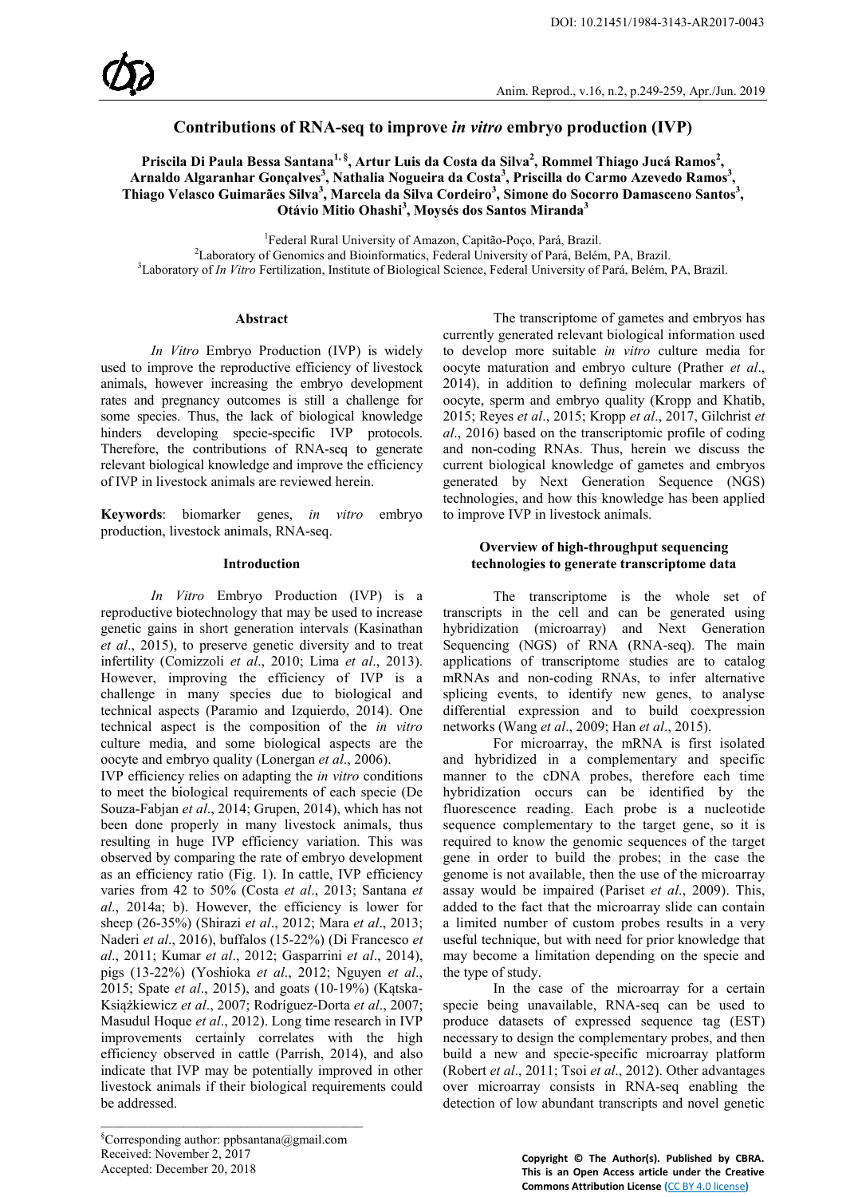# Contributions of RNA-seq to improve *in vitro* embryo production (IVP)

**Priscila Di Paula Bessa Santana[1,§], Artur Luis da Costa da Silva[2], Rommel Thiago Jucá Ramos[2], Arnaldo Algaranhar Gonçalves[3], Nathalia Nogueira da Costa[3], Priscilla do Carmo Azevedo Ramos[3], Thiago Velasco Guimarães Silva[3], Marcela da Silva Cordeiro[3], Simone do Socorro Damasceno Santos[3], Otávio Mitio Ohashi[3], Moysés dos Santos Miranda[3]**

[1]Federal Rural University of Amazon, Capitão-Poço, Pará, Brazil.
[2]Laboratory of Genomics and Bioinformatics, Federal University of Pará, Belém, PA, Brazil.
[3]Laboratory of *In Vitro* Fertilization, Institute of Biological Science, Federal University of Pará, Belém, PA, Brazil.

## Abstract

*In Vitro* Embryo Production (IVP) is widely used to improve the reproductive efficiency of livestock animals, however increasing the embryo development rates and pregnancy outcomes is still a challenge for some species. Thus, the lack of biological knowledge hinders developing specie-specific IVP protocols. Therefore, the contributions of RNA-seq to generate relevant biological knowledge and improve the efficiency of IVP in livestock animals are reviewed herein.

**Keywords**: biomarker genes, *in vitro* embryo production, livestock animals, RNA-seq.

## Introduction

*In Vitro* Embryo Production (IVP) is a reproductive biotechnology that may be used to increase genetic gains in short generation intervals (Kasinathan *et al*., 2015), to preserve genetic diversity and to treat infertility (Comizzoli *et al*., 2010; Lima *et al*., 2013). However, improving the efficiency of IVP is a challenge in many species due to biological and technical aspects (Paramio and Izquierdo, 2014). One technical aspect is the composition of the *in vitro* culture media, and some biological aspects are the oocyte and embryo quality (Lonergan *et al*., 2006).

IVP efficiency relies on adapting the *in vitro* conditions to meet the biological requirements of each specie (De Souza-Fabjan *et al*., 2014; Grupen, 2014), which has not been done properly in many livestock animals, thus resulting in huge IVP efficiency variation. This was observed by comparing the rate of embryo development as an efficiency ratio (Fig. 1). In cattle, IVP efficiency varies from 42 to 50% (Costa *et al*., 2013; Santana *et al*., 2014a; b). However, the efficiency is lower for sheep (26-35%) (Shirazi *et al*., 2012; Mara *et al*., 2013; Naderi *et al*., 2016), buffalos (15-22%) (Di Francesco *et al*., 2011; Kumar *et al*., 2012; Gasparrini *et al*., 2014), pigs (13-22%) (Yoshioka *et al*., 2012; Nguyen *et al*., 2015; Spate *et al*., 2015), and goats (10-19%) (Kątska-Książkiewicz *et al*., 2007; Rodríguez-Dorta *et al*., 2007; Masudul Hoque *et al*., 2012). Long time research in IVP improvements certainly correlates with the high efficiency observed in cattle (Parrish, 2014), and also indicate that IVP may be potentially improved in other livestock animals if their biological requirements could be addressed.

The transcriptome of gametes and embryos has currently generated relevant biological information used to develop more suitable *in vitro* culture media for oocyte maturation and embryo culture (Prather *et al*., 2014), in addition to defining molecular markers of oocyte, sperm and embryo quality (Kropp and Khatib, 2015; Reyes *et al*., 2015; Kropp *et al*., 2017, Gilchrist *et al*., 2016) based on the transcriptomic profile of coding and non-coding RNAs. Thus, herein we discuss the current biological knowledge of gametes and embryos generated by Next Generation Sequence (NGS) technologies, and how this knowledge has been applied to improve IVP in livestock animals.

## Overview of high-throughput sequencing technologies to generate transcriptome data

The transcriptome is the whole set of transcripts in the cell and can be generated using hybridization (microarray) and Next Generation Sequencing (NGS) of RNA (RNA-seq). The main applications of transcriptome studies are to catalog mRNAs and non-coding RNAs, to infer alternative splicing events, to identify new genes, to analyse differential expression and to build coexpression networks (Wang *et al*., 2009; Han *et al*., 2015).

For microarray, the mRNA is first isolated and hybridized in a complementary and specific manner to the cDNA probes, therefore each time hybridization occurs can be identified by the fluorescence reading. Each probe is a nucleotide sequence complementary to the target gene, so it is required to know the genomic sequences of the target gene in order to build the probes; in the case the genome is not available, then the use of the microarray assay would be impaired (Pariset *et al*., 2009). This, added to the fact that the microarray slide can contain a limited number of custom probes results in a very useful technique, but with need for prior knowledge that may become a limitation depending on the specie and the type of study.

In the case of the microarray for a certain specie being unavailable, RNA-seq can be used to produce datasets of expressed sequence tag (EST) necessary to design the complementary probes, and then build a new and specie-specific microarray platform (Robert *et al*., 2011; Tsoi *et al*., 2012). Other advantages over microarray consists in RNA-seq enabling the detection of low abundant transcripts and novel genetic

---

[§]Corresponding author: ppbsantana@gmail.com
Received: November 2, 2017
Accepted: December 20, 2018

**Copyright © The Author(s). Published by CBRA. This is an Open Access article under the Creative Commons Attribution License (CC BY 4.0 license)**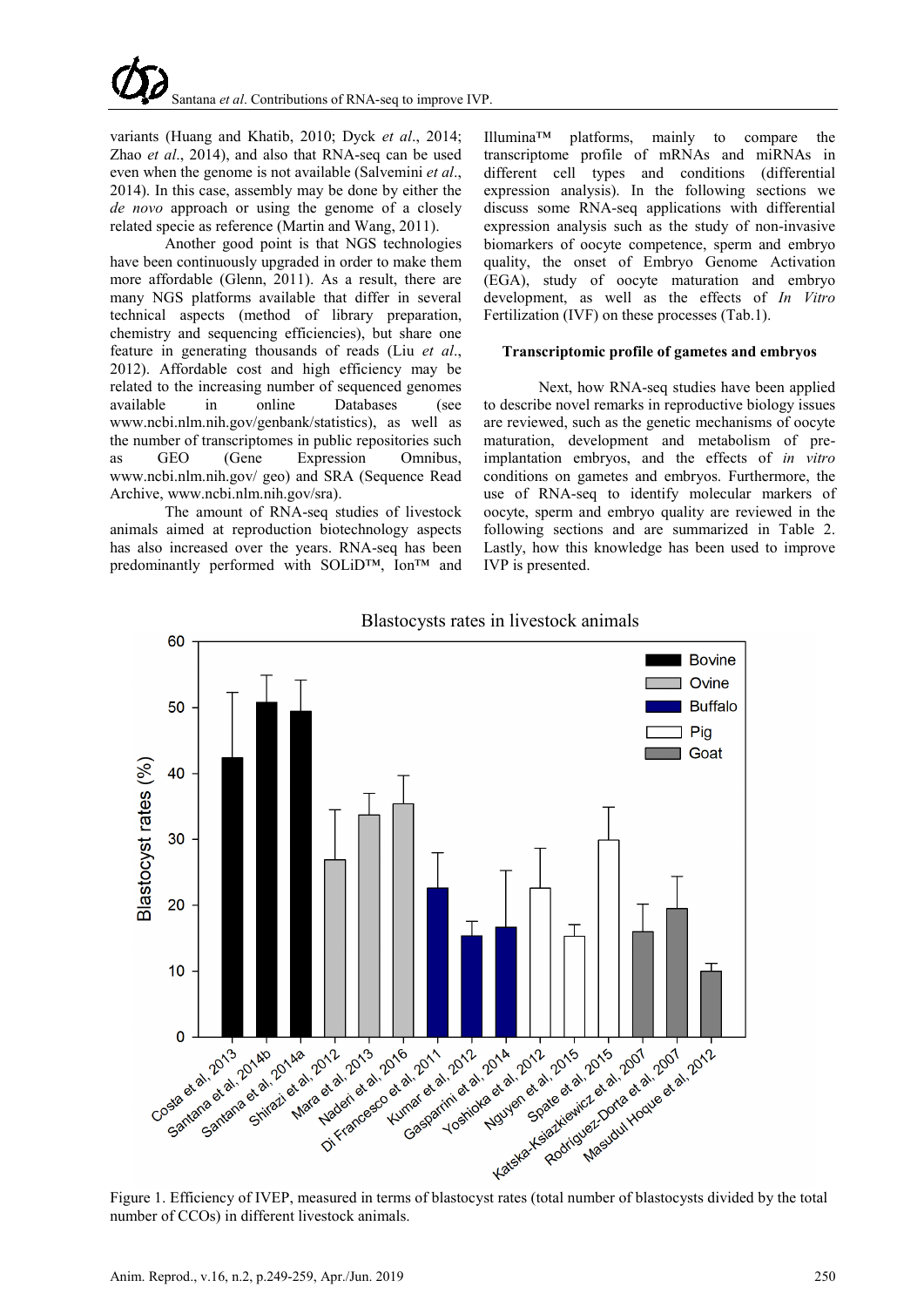variants (Huang and Khatib, 2010; Dyck *et al*., 2014; Zhao *et al*., 2014), and also that RNA-seq can be used even when the genome is not available (Salvemini *et al*., 2014). In this case, assembly may be done by either the *de novo* approach or using the genome of a closely related specie as reference (Martin and Wang, 2011).

Another good point is that NGS technologies have been continuously upgraded in order to make them more affordable (Glenn, 2011). As a result, there are many NGS platforms available that differ in several technical aspects (method of library preparation, chemistry and sequencing efficiencies), but share one feature in generating thousands of reads (Liu *et al*., 2012). Affordable cost and high efficiency may be related to the increasing number of sequenced genomes available in online Databases (see www.ncbi.nlm.nih.gov/genbank/statistics), as well as the number of transcriptomes in public repositories such as GEO (Gene Expression Omnibus, www.ncbi.nlm.nih.gov/ geo) and SRA (Sequence Read Archive, www.ncbi.nlm.nih.gov/sra).

The amount of RNA-seq studies of livestock animals aimed at reproduction biotechnology aspects has also increased over the years. RNA-seq has been predominantly performed with SOLiD™, Ion™ and Illumina™ platforms, mainly to compare the transcriptome profile of mRNAs and miRNAs in different cell types and conditions (differential expression analysis). In the following sections we discuss some RNA-seq applications with differential expression analysis such as the study of non-invasive biomarkers of oocyte competence, sperm and embryo quality, the onset of Embryo Genome Activation (EGA), study of oocyte maturation and embryo development, as well as the effects of *In Vitro* Fertilization (IVF) on these processes (Tab.1).

**Transcriptomic profile of gametes and embryos**

Next, how RNA-seq studies have been applied to describe novel remarks in reproductive biology issues are reviewed, such as the genetic mechanisms of oocyte maturation, development and metabolism of pre-implantation embryos, and the effects of *in vitro* conditions on gametes and embryos. Furthermore, the use of RNA-seq to identify molecular markers of oocyte, sperm and embryo quality are reviewed in the following sections and are summarized in Table 2. Lastly, how this knowledge has been used to improve IVP is presented.

Figure 1. Efficiency of IVEP, measured in terms of blastocyst rates (total number of blastocysts divided by the total number of CCOs) in different livestock animals.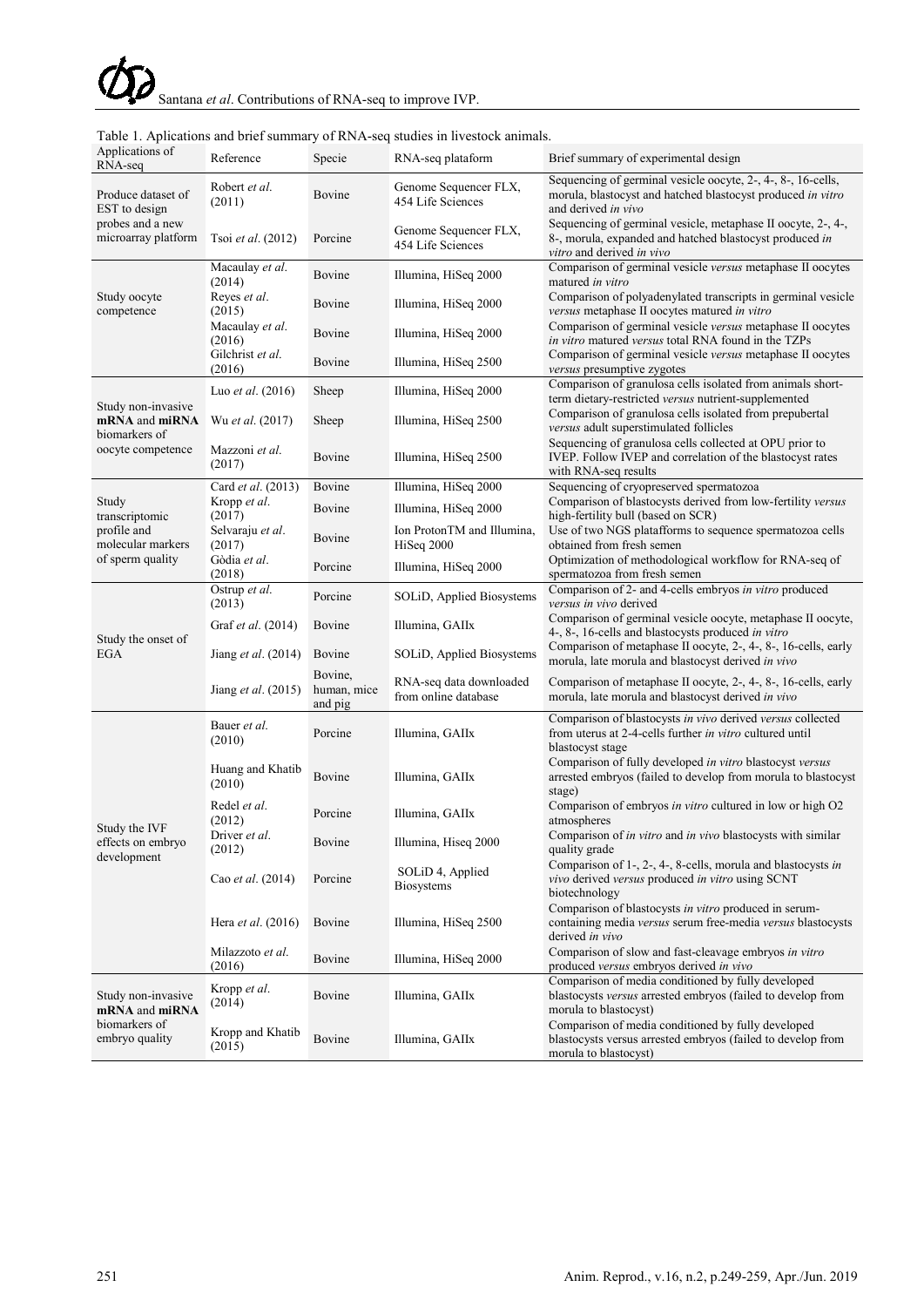Table 1. Aplications and brief summary of RNA-seq studies in livestock animals.

| Applications of RNA-seq | Reference | Specie | RNA-seq plataform | Brief summary of experimental design |
|---|---|---|---|---|
| Produce dataset of EST to design probes and a new microarray platform | Robert *et al*. (2011) | Bovine | Genome Sequencer FLX, 454 Life Sciences | Sequencing of germinal vesicle oocyte, 2-, 4-, 8-, 16-cells, morula, blastocyst and hatched blastocyst produced *in vitro* and derived *in vivo* |
| | Tsoi *et al*. (2012) | Porcine | Genome Sequencer FLX, 454 Life Sciences | Sequencing of germinal vesicle, metaphase II oocyte, 2-, 4-, 8-, morula, expanded and hatched blastocyst produced *in vitro* and derived *in vivo* |
| Study oocyte competence | Macaulay *et al*. (2014) | Bovine | Illumina, HiSeq 2000 | Comparison of germinal vesicle *versus* metaphase II oocytes matured *in vitro* |
| | Reyes *et al*. (2015) | Bovine | Illumina, HiSeq 2000 | Comparison of polyadenylated transcripts in germinal vesicle *versus* metaphase II oocytes matured *in vitro* |
| | Macaulay *et al*. (2016) | Bovine | Illumina, HiSeq 2000 | Comparison of germinal vesicle *versus* metaphase II oocytes *in vitro* matured *versus* total RNA found in the TZPs |
| | Gilchrist *et al*. (2016) | Bovine | Illumina, HiSeq 2500 | Comparison of germinal vesicle *versus* metaphase II oocytes *versus* presumptive zygotes |
| Study non-invasive **mRNA** and **miRNA** biomarkers of oocyte competence | Luo *et al*. (2016) | Sheep | Illumina, HiSeq 2000 | Comparison of granulosa cells isolated from animals short-term dietary-restricted *versus* nutrient-supplemented |
| | Wu *et al*. (2017) | Sheep | Illumina, HiSeq 2500 | Comparison of granulosa cells isolated from prepubertal *versus* adult superstimulated follicles |
| | Mazzoni *et al*. (2017) | Bovine | Illumina, HiSeq 2500 | Sequencing of granulosa cells collected at OPU prior to IVEP. Follow IVEP and correlation of the blastocyst rates with RNA-seq results |
| Study transcriptomic profile and molecular markers of sperm quality | Card *et al*. (2013) | Bovine | Illumina, HiSeq 2000 | Sequencing of cryopreserved spermatozoa |
| | Kropp *et al*. (2017) | Bovine | Illumina, HiSeq 2000 | Comparison of blastocysts derived from low-fertility *versus* high-fertility bull (based on SCR) |
| | Selvaraju *et al*. (2017) | Bovine | Ion ProtonTM and Illumina, HiSeq 2000 | Use of two NGS platafforms to sequence spermatozoa cells obtained from fresh semen |
| | Gòdia *et al*. (2018) | Porcine | Illumina, HiSeq 2000 | Optimization of methodological workflow for RNA-seq of spermatozoa from fresh semen |
| Study the onset of EGA | Ostrup *et al*. (2013) | Porcine | SOLiD, Applied Biosystems | Comparison of 2- and 4-cells embryos *in vitro* produced *versus in vivo* derived |
| | Graf *et al*. (2014) | Bovine | Illumina, GAIIx | Comparison of germinal vesicle oocyte, metaphase II oocyte, 4-, 8-, 16-cells and blastocysts produced *in vitro* |
| | Jiang *et al*. (2014) | Bovine | SOLiD, Applied Biosystems | Comparison of metaphase II oocyte, 2-, 4-, 8-, 16-cells, early morula, late morula and blastocyst derived *in vivo* |
| | Jiang *et al*. (2015) | Bovine, human, mice and pig | RNA-seq data downloaded from online database | Comparison of metaphase II oocyte, 2-, 4-, 8-, 16-cells, early morula, late morula and blastocyst derived *in vivo* |
| Study the IVF effects on embryo development | Bauer *et al*. (2010) | Porcine | Illumina, GAIIx | Comparison of blastocysts *in vivo* derived *versus* collected from uterus at 2-4-cells further *in vitro* cultured until blastocyst stage |
| | Huang and Khatib (2010) | Bovine | Illumina, GAIIx | Comparison of fully developed *in vitro* blastocyst *versus* arrested embryos (failed to develop from morula to blastocyst stage) |
| | Redel *et al*. (2012) | Porcine | Illumina, GAIIx | Comparison of embryos *in vitro* cultured in low or high O2 atmospheres |
| | Driver *et al*. (2012) | Bovine | Illumina, Hiseq 2000 | Comparison of *in vitro* and *in vivo* blastocysts with similar quality grade |
| | Cao *et al*. (2014) | Porcine | SOLiD 4, Applied Biosystems | Comparison of 1-, 2-, 4-, 8-cells, morula and blastocysts *in vivo* derived *versus* produced *in vitro* using SCNT biotechnology |
| | Hera *et al*. (2016) | Bovine | Illumina, HiSeq 2500 | Comparison of blastocysts *in vitro* produced in serum-containing media *versus* serum free-media *versus* blastocysts derived *in vivo* |
| | Milazzoto *et al*. (2016) | Bovine | Illumina, HiSeq 2000 | Comparison of slow and fast-cleavage embryos *in vitro* produced *versus* embryos derived *in vivo* |
| Study non-invasive **mRNA** and **miRNA** biomarkers of embryo quality | Kropp *et al*. (2014) | Bovine | Illumina, GAIIx | Comparison of media conditioned by fully developed blastocysts *versus* arrested embryos (failed to develop from morula to blastocyst) |
| | Kropp and Khatib (2015) | Bovine | Illumina, GAIIx | Comparison of media conditioned by fully developed blastocysts versus arrested embryos (failed to develop from morula to blastocyst) |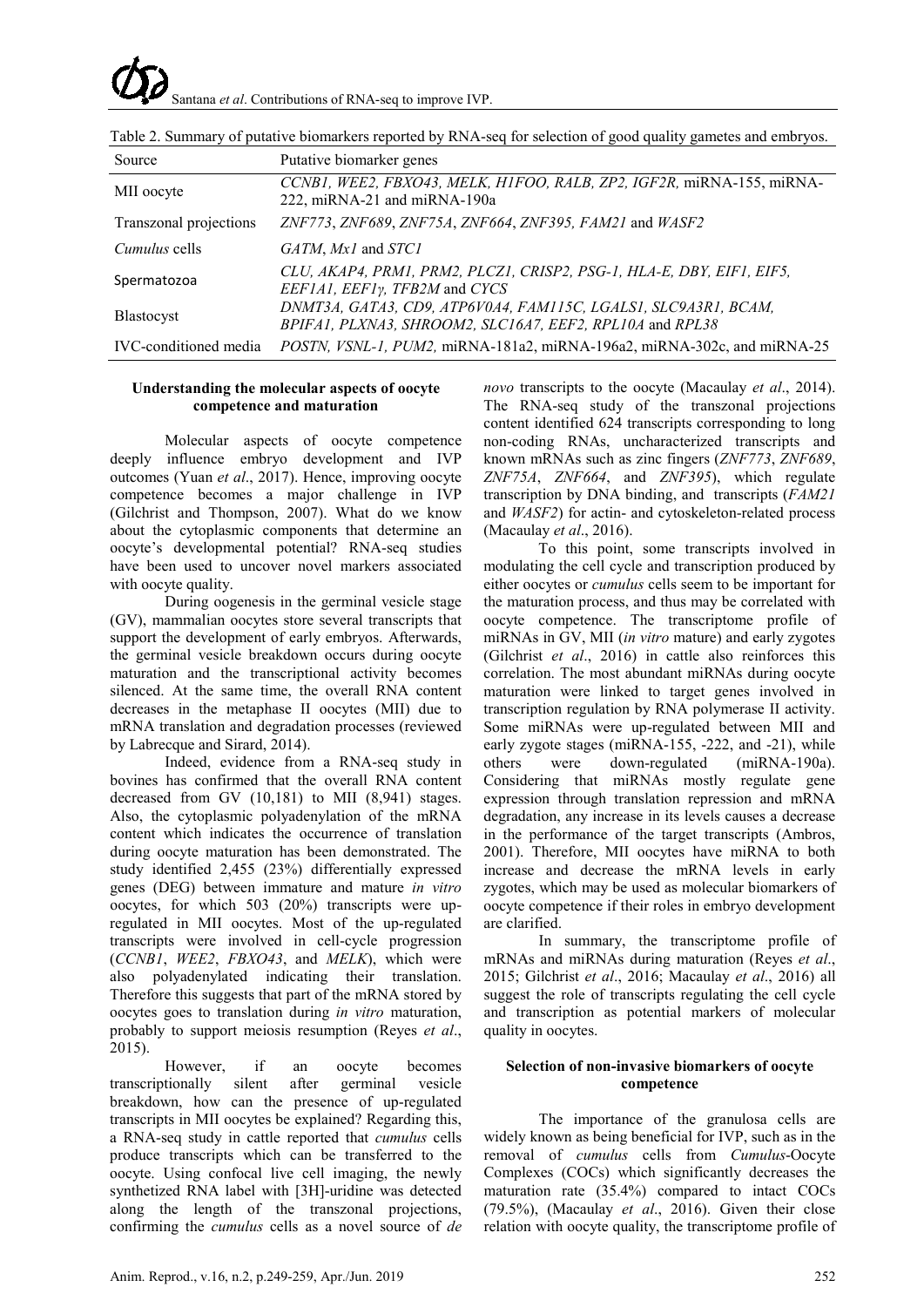Table 2. Summary of putative biomarkers reported by RNA-seq for selection of good quality gametes and embryos.

| Source | Putative biomarker genes |
|---|---|
| MII oocyte | *CCNB1, WEE2, FBXO43, MELK, H1FOO, RALB, ZP2, IGF2R,* miRNA-155, miRNA-222, miRNA-21 and miRNA-190a |
| Transzonal projections | *ZNF773, ZNF689, ZNF75A, ZNF664, ZNF395, FAM21* and *WASF2* |
| *Cumulus* cells | *GATM, Mx1* and *STC1* |
| Spermatozoa | *CLU, AKAP4, PRM1, PRM2, PLCZ1, CRISP2, PSG-1, HLA-E, DBY, EIF1, EIF5, EEF1A1, EEF1γ, TFB2M* and *CYCS* |
| Blastocyst | *DNMT3A, GATA3, CD9, ATP6V0A4, FAM115C, LGALS1, SLC9A3R1, BCAM, BPIFA1, PLXNA3, SHROOM2, SLC16A7, EEF2, RPL10A* and *RPL38* |
| IVC-conditioned media | *POSTN, VSNL-1, PUM2,* miRNA-181a2, miRNA-196a2, miRNA-302c, and miRNA-25 |

### Understanding the molecular aspects of oocyte competence and maturation

Molecular aspects of oocyte competence deeply influence embryo development and IVP outcomes (Yuan *et al*., 2017). Hence, improving oocyte competence becomes a major challenge in IVP (Gilchrist and Thompson, 2007). What do we know about the cytoplasmic components that determine an oocyte's developmental potential? RNA-seq studies have been used to uncover novel markers associated with oocyte quality.

During oogenesis in the germinal vesicle stage (GV), mammalian oocytes store several transcripts that support the development of early embryos. Afterwards, the germinal vesicle breakdown occurs during oocyte maturation and the transcriptional activity becomes silenced. At the same time, the overall RNA content decreases in the metaphase II oocytes (MII) due to mRNA translation and degradation processes (reviewed by Labrecque and Sirard, 2014).

Indeed, evidence from a RNA-seq study in bovines has confirmed that the overall RNA content decreased from GV (10,181) to MII (8,941) stages. Also, the cytoplasmic polyadenylation of the mRNA content which indicates the occurrence of translation during oocyte maturation has been demonstrated. The study identified 2,455 (23%) differentially expressed genes (DEG) between immature and mature *in vitro* oocytes, for which 503 (20%) transcripts were up-regulated in MII oocytes. Most of the up-regulated transcripts were involved in cell-cycle progression (*CCNB1*, *WEE2*, *FBXO43*, and *MELK*), which were also polyadenylated indicating their translation. Therefore this suggests that part of the mRNA stored by oocytes goes to translation during *in vitro* maturation, probably to support meiosis resumption (Reyes *et al*., 2015).

However, if an oocyte becomes transcriptionally silent after germinal vesicle breakdown, how can the presence of up-regulated transcripts in MII oocytes be explained? Regarding this, a RNA-seq study in cattle reported that *cumulus* cells produce transcripts which can be transferred to the oocyte. Using confocal live cell imaging, the newly synthetized RNA label with [3H]-uridine was detected along the length of the transzonal projections, confirming the *cumulus* cells as a novel source of *de novo* transcripts to the oocyte (Macaulay *et al*., 2014). The RNA-seq study of the transzonal projections content identified 624 transcripts corresponding to long non-coding RNAs, uncharacterized transcripts and known mRNAs such as zinc fingers (*ZNF773*, *ZNF689*, *ZNF75A*, *ZNF664*, and *ZNF395*), which regulate transcription by DNA binding, and transcripts (*FAM21* and *WASF2*) for actin- and cytoskeleton-related process (Macaulay *et al*., 2016).

To this point, some transcripts involved in modulating the cell cycle and transcription produced by either oocytes or *cumulus* cells seem to be important for the maturation process, and thus may be correlated with oocyte competence. The transcriptome profile of miRNAs in GV, MII (*in vitro* mature) and early zygotes (Gilchrist *et al*., 2016) in cattle also reinforces this correlation. The most abundant miRNAs during oocyte maturation were linked to target genes involved in transcription regulation by RNA polymerase II activity. Some miRNAs were up-regulated between MII and early zygote stages (miRNA-155, -222, and -21), while others were down-regulated (miRNA-190a). Considering that miRNAs mostly regulate gene expression through translation repression and mRNA degradation, any increase in its levels causes a decrease in the performance of the target transcripts (Ambros, 2001). Therefore, MII oocytes have miRNA to both increase and decrease the mRNA levels in early zygotes, which may be used as molecular biomarkers of oocyte competence if their roles in embryo development are clarified.

In summary, the transcriptome profile of mRNAs and miRNAs during maturation (Reyes *et al*., 2015; Gilchrist *et al*., 2016; Macaulay *et al*., 2016) all suggest the role of transcripts regulating the cell cycle and transcription as potential markers of molecular quality in oocytes.

### Selection of non-invasive biomarkers of oocyte competence

The importance of the granulosa cells are widely known as being beneficial for IVP, such as in the removal of *cumulus* cells from *Cumulus*-Oocyte Complexes (COCs) which significantly decreases the maturation rate (35.4%) compared to intact COCs (79.5%), (Macaulay *et al*., 2016). Given their close relation with oocyte quality, the transcriptome profile of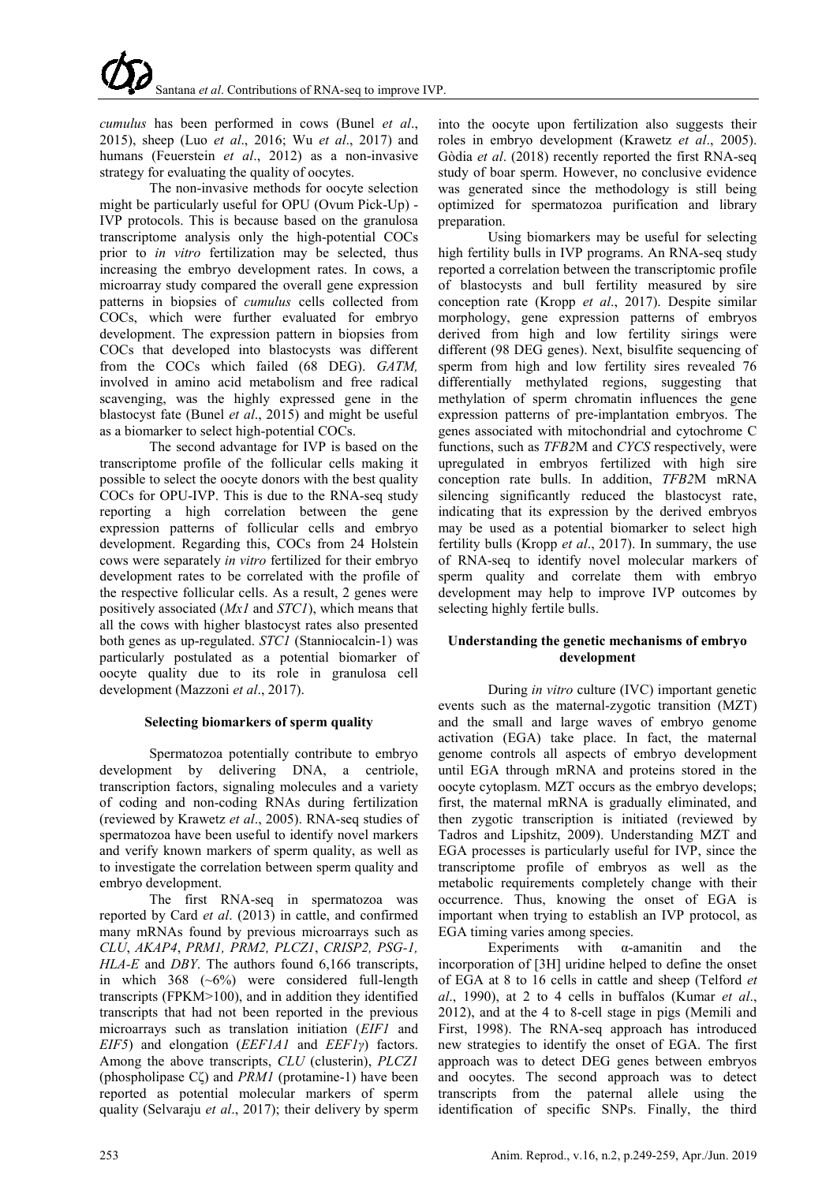*cumulus* has been performed in cows (Bunel *et al*., 2015), sheep (Luo *et al*., 2016; Wu *et al*., 2017) and humans (Feuerstein *et al*., 2012) as a non-invasive strategy for evaluating the quality of oocytes.

The non-invasive methods for oocyte selection might be particularly useful for OPU (Ovum Pick-Up) - IVP protocols. This is because based on the granulosa transcriptome analysis only the high-potential COCs prior to *in vitro* fertilization may be selected, thus increasing the embryo development rates. In cows, a microarray study compared the overall gene expression patterns in biopsies of *cumulus* cells collected from COCs, which were further evaluated for embryo development. The expression pattern in biopsies from COCs that developed into blastocysts was different from the COCs which failed (68 DEG). *GATM,* involved in amino acid metabolism and free radical scavenging, was the highly expressed gene in the blastocyst fate (Bunel *et al*., 2015) and might be useful as a biomarker to select high-potential COCs.

The second advantage for IVP is based on the transcriptome profile of the follicular cells making it possible to select the oocyte donors with the best quality COCs for OPU-IVP. This is due to the RNA-seq study reporting a high correlation between the gene expression patterns of follicular cells and embryo development. Regarding this, COCs from 24 Holstein cows were separately *in vitro* fertilized for their embryo development rates to be correlated with the profile of the respective follicular cells. As a result, 2 genes were positively associated (*Mx1* and *STC1*), which means that all the cows with higher blastocyst rates also presented both genes as up-regulated. *STC1* (Stanniocalcin-1) was particularly postulated as a potential biomarker of oocyte quality due to its role in granulosa cell development (Mazzoni *et al*., 2017).

### Selecting biomarkers of sperm quality

Spermatozoa potentially contribute to embryo development by delivering DNA, a centriole, transcription factors, signaling molecules and a variety of coding and non-coding RNAs during fertilization (reviewed by Krawetz *et al*., 2005). RNA-seq studies of spermatozoa have been useful to identify novel markers and verify known markers of sperm quality, as well as to investigate the correlation between sperm quality and embryo development.

The first RNA-seq in spermatozoa was reported by Card *et al*. (2013) in cattle, and confirmed many mRNAs found by previous microarrays such as *CLU*, *AKAP4*, *PRM1, PRM2, PLCZ1*, *CRISP2, PSG-1, HLA-E* and *DBY*. The authors found 6,166 transcripts, in which 368 (~6%) were considered full-length transcripts (FPKM>100), and in addition they identified transcripts that had not been reported in the previous microarrays such as translation initiation (*EIF1* and *EIF5*) and elongation (*EEF1A1* and *EEF1γ*) factors. Among the above transcripts, *CLU* (clusterin), *PLCZ1* (phospholipase Cζ) and *PRM1* (protamine-1) have been reported as potential molecular markers of sperm quality (Selvaraju *et al*., 2017); their delivery by sperm into the oocyte upon fertilization also suggests their roles in embryo development (Krawetz *et al*., 2005). Gòdia *et al*. (2018) recently reported the first RNA-seq study of boar sperm. However, no conclusive evidence was generated since the methodology is still being optimized for spermatozoa purification and library preparation.

Using biomarkers may be useful for selecting high fertility bulls in IVP programs. An RNA-seq study reported a correlation between the transcriptomic profile of blastocysts and bull fertility measured by sire conception rate (Kropp *et al*., 2017). Despite similar morphology, gene expression patterns of embryos derived from high and low fertility sirings were different (98 DEG genes). Next, bisulfite sequencing of sperm from high and low fertility sires revealed 76 differentially methylated regions, suggesting that methylation of sperm chromatin influences the gene expression patterns of pre-implantation embryos. The genes associated with mitochondrial and cytochrome C functions, such as *TFB2*M and *CYCS* respectively, were upregulated in embryos fertilized with high sire conception rate bulls. In addition, *TFB2*M mRNA silencing significantly reduced the blastocyst rate, indicating that its expression by the derived embryos may be used as a potential biomarker to select high fertility bulls (Kropp *et al*., 2017). In summary, the use of RNA-seq to identify novel molecular markers of sperm quality and correlate them with embryo development may help to improve IVP outcomes by selecting highly fertile bulls.

### Understanding the genetic mechanisms of embryo development

During *in vitro* culture (IVC) important genetic events such as the maternal-zygotic transition (MZT) and the small and large waves of embryo genome activation (EGA) take place. In fact, the maternal genome controls all aspects of embryo development until EGA through mRNA and proteins stored in the oocyte cytoplasm. MZT occurs as the embryo develops; first, the maternal mRNA is gradually eliminated, and then zygotic transcription is initiated (reviewed by Tadros and Lipshitz, 2009). Understanding MZT and EGA processes is particularly useful for IVP, since the transcriptome profile of embryos as well as the metabolic requirements completely change with their occurrence. Thus, knowing the onset of EGA is important when trying to establish an IVP protocol, as EGA timing varies among species.

Experiments with α-amanitin and the incorporation of [3H] uridine helped to define the onset of EGA at 8 to 16 cells in cattle and sheep (Telford *et al*., 1990), at 2 to 4 cells in buffalos (Kumar *et al*., 2012), and at the 4 to 8-cell stage in pigs (Memili and First, 1998). The RNA-seq approach has introduced new strategies to identify the onset of EGA. The first approach was to detect DEG genes between embryos and oocytes. The second approach was to detect transcripts from the paternal allele using the identification of specific SNPs. Finally, the third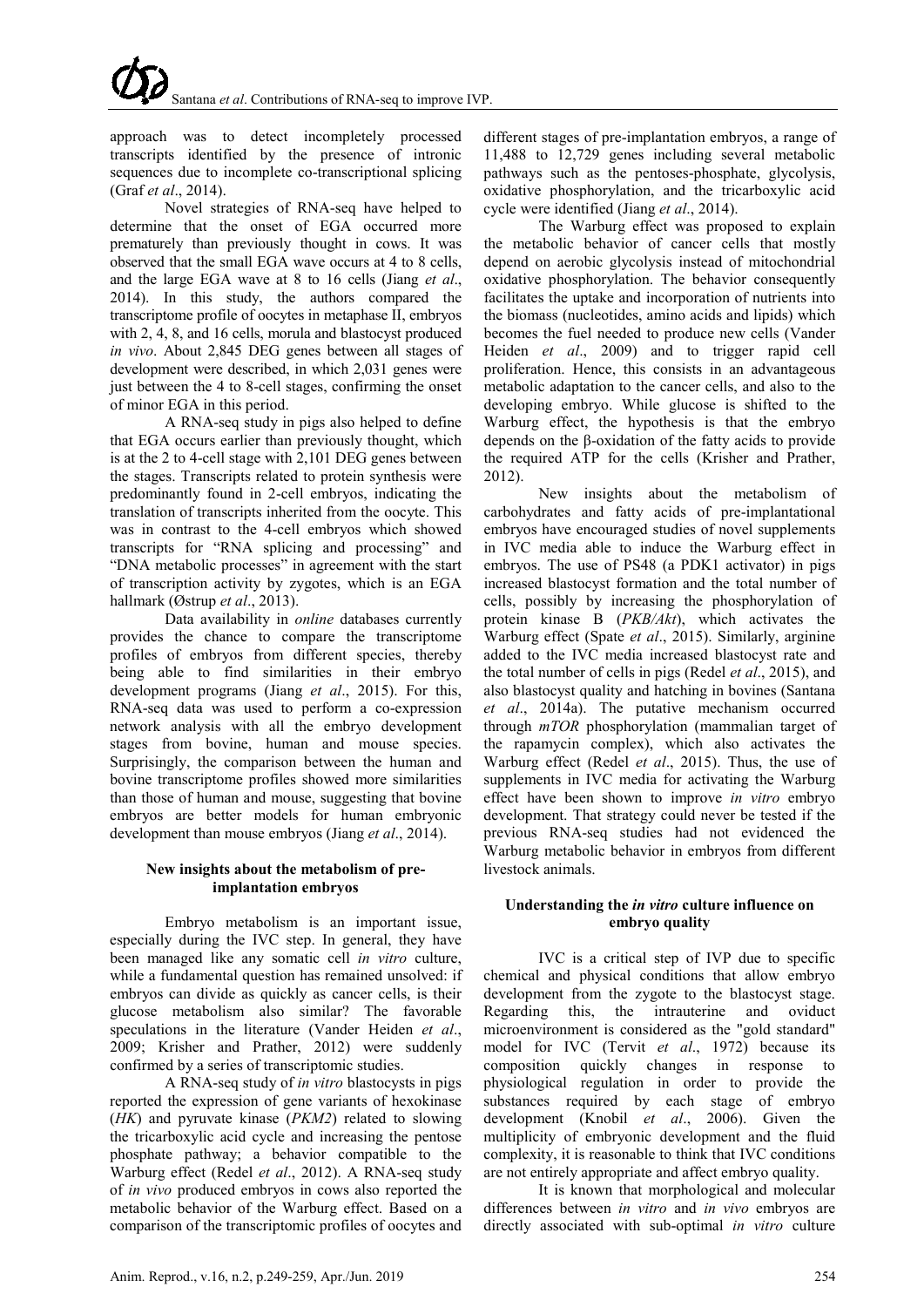approach was to detect incompletely processed transcripts identified by the presence of intronic sequences due to incomplete co-transcriptional splicing (Graf *et al*., 2014).

Novel strategies of RNA-seq have helped to determine that the onset of EGA occurred more prematurely than previously thought in cows. It was observed that the small EGA wave occurs at 4 to 8 cells, and the large EGA wave at 8 to 16 cells (Jiang *et al*., 2014). In this study, the authors compared the transcriptome profile of oocytes in metaphase II, embryos with 2, 4, 8, and 16 cells, morula and blastocyst produced *in vivo*. About 2,845 DEG genes between all stages of development were described, in which 2,031 genes were just between the 4 to 8-cell stages, confirming the onset of minor EGA in this period.

A RNA-seq study in pigs also helped to define that EGA occurs earlier than previously thought, which is at the 2 to 4-cell stage with 2,101 DEG genes between the stages. Transcripts related to protein synthesis were predominantly found in 2-cell embryos, indicating the translation of transcripts inherited from the oocyte. This was in contrast to the 4-cell embryos which showed transcripts for "RNA splicing and processing" and "DNA metabolic processes" in agreement with the start of transcription activity by zygotes, which is an EGA hallmark (Østrup *et al*., 2013).

Data availability in *online* databases currently provides the chance to compare the transcriptome profiles of embryos from different species, thereby being able to find similarities in their embryo development programs (Jiang *et al*., 2015). For this, RNA-seq data was used to perform a co-expression network analysis with all the embryo development stages from bovine, human and mouse species. Surprisingly, the comparison between the human and bovine transcriptome profiles showed more similarities than those of human and mouse, suggesting that bovine embryos are better models for human embryonic development than mouse embryos (Jiang *et al*., 2014).

## New insights about the metabolism of pre-implantation embryos

Embryo metabolism is an important issue, especially during the IVC step. In general, they have been managed like any somatic cell *in vitro* culture, while a fundamental question has remained unsolved: if embryos can divide as quickly as cancer cells, is their glucose metabolism also similar? The favorable speculations in the literature (Vander Heiden *et al*., 2009; Krisher and Prather, 2012) were suddenly confirmed by a series of transcriptomic studies.

A RNA-seq study of *in vitro* blastocysts in pigs reported the expression of gene variants of hexokinase (*HK*) and pyruvate kinase (*PKM2*) related to slowing the tricarboxylic acid cycle and increasing the pentose phosphate pathway; a behavior compatible to the Warburg effect (Redel *et al*., 2012). A RNA-seq study of *in vivo* produced embryos in cows also reported the metabolic behavior of the Warburg effect. Based on a comparison of the transcriptomic profiles of oocytes and different stages of pre-implantation embryos, a range of 11,488 to 12,729 genes including several metabolic pathways such as the pentoses-phosphate, glycolysis, oxidative phosphorylation, and the tricarboxylic acid cycle were identified (Jiang *et al*., 2014).

The Warburg effect was proposed to explain the metabolic behavior of cancer cells that mostly depend on aerobic glycolysis instead of mitochondrial oxidative phosphorylation. The behavior consequently facilitates the uptake and incorporation of nutrients into the biomass (nucleotides, amino acids and lipids) which becomes the fuel needed to produce new cells (Vander Heiden *et al*., 2009) and to trigger rapid cell proliferation. Hence, this consists in an advantageous metabolic adaptation to the cancer cells, and also to the developing embryo. While glucose is shifted to the Warburg effect, the hypothesis is that the embryo depends on the β-oxidation of the fatty acids to provide the required ATP for the cells (Krisher and Prather, 2012).

New insights about the metabolism of carbohydrates and fatty acids of pre-implantational embryos have encouraged studies of novel supplements in IVC media able to induce the Warburg effect in embryos. The use of PS48 (a PDK1 activator) in pigs increased blastocyst formation and the total number of cells, possibly by increasing the phosphorylation of protein kinase B (*PKB/Akt*), which activates the Warburg effect (Spate *et al*., 2015). Similarly, arginine added to the IVC media increased blastocyst rate and the total number of cells in pigs (Redel *et al*., 2015), and also blastocyst quality and hatching in bovines (Santana *et al*., 2014a). The putative mechanism occurred through *mTOR* phosphorylation (mammalian target of the rapamycin complex), which also activates the Warburg effect (Redel *et al*., 2015). Thus, the use of supplements in IVC media for activating the Warburg effect have been shown to improve *in vitro* embryo development. That strategy could never be tested if the previous RNA-seq studies had not evidenced the Warburg metabolic behavior in embryos from different livestock animals.

## Understanding the *in vitro* culture influence on embryo quality

IVC is a critical step of IVP due to specific chemical and physical conditions that allow embryo development from the zygote to the blastocyst stage. Regarding this, the intrauterine and oviduct microenvironment is considered as the "gold standard" model for IVC (Tervit *et al*., 1972) because its composition quickly changes in response to physiological regulation in order to provide the substances required by each stage of embryo development (Knobil *et al*., 2006). Given the multiplicity of embryonic development and the fluid complexity, it is reasonable to think that IVC conditions are not entirely appropriate and affect embryo quality.

It is known that morphological and molecular differences between *in vitro* and *in vivo* embryos are directly associated with sub-optimal *in vitro* culture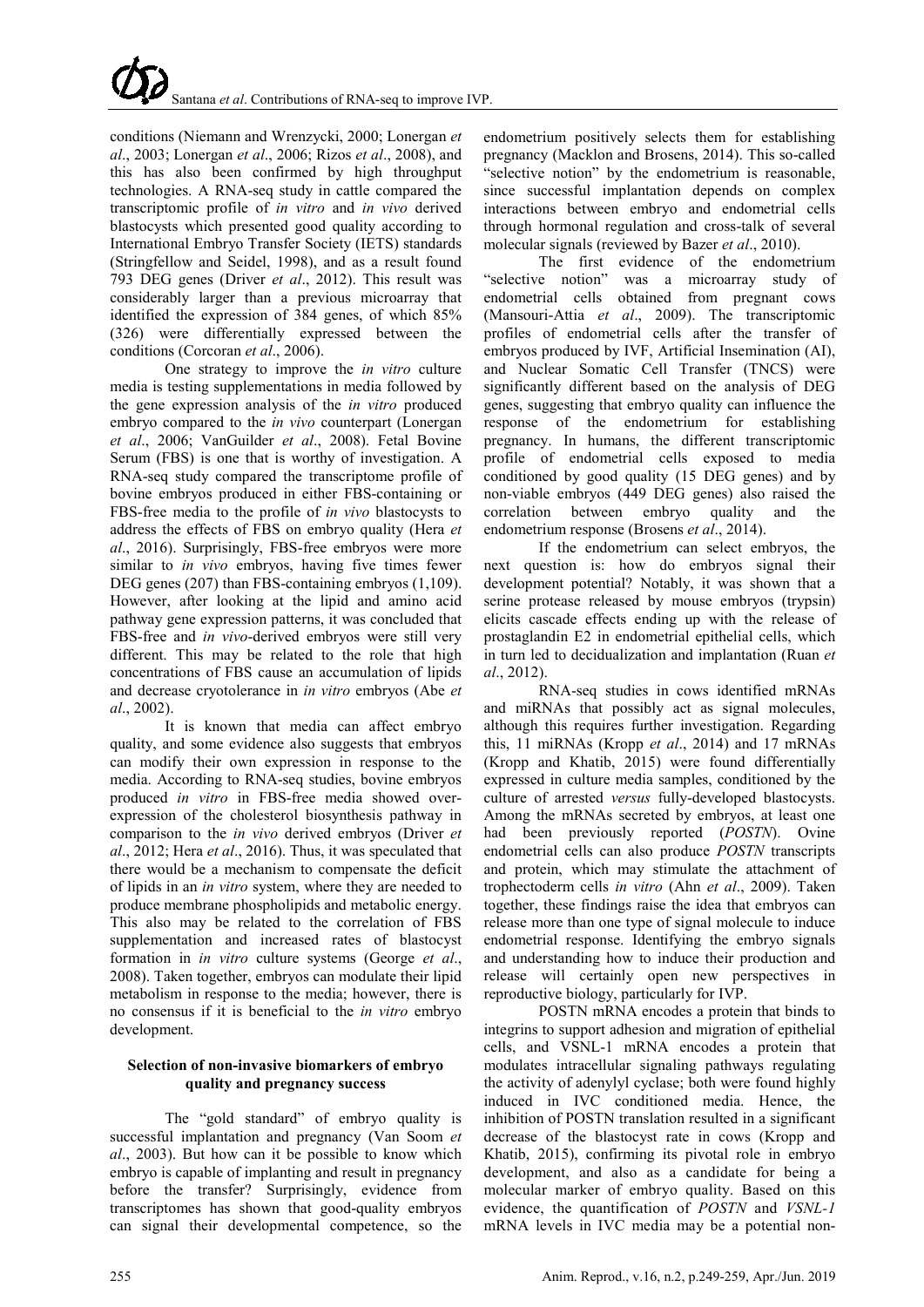conditions (Niemann and Wrenzycki, 2000; Lonergan *et al*., 2003; Lonergan *et al*., 2006; Rizos *et al*., 2008), and this has also been confirmed by high throughput technologies. A RNA-seq study in cattle compared the transcriptomic profile of *in vitro* and *in vivo* derived blastocysts which presented good quality according to International Embryo Transfer Society (IETS) standards (Stringfellow and Seidel, 1998), and as a result found 793 DEG genes (Driver *et al*., 2012). This result was considerably larger than a previous microarray that identified the expression of 384 genes, of which 85% (326) were differentially expressed between the conditions (Corcoran *et al*., 2006).

One strategy to improve the *in vitro* culture media is testing supplementations in media followed by the gene expression analysis of the *in vitro* produced embryo compared to the *in vivo* counterpart (Lonergan *et al*., 2006; VanGuilder *et al*., 2008). Fetal Bovine Serum (FBS) is one that is worthy of investigation. A RNA-seq study compared the transcriptome profile of bovine embryos produced in either FBS-containing or FBS-free media to the profile of *in vivo* blastocysts to address the effects of FBS on embryo quality (Hera *et al*., 2016). Surprisingly, FBS-free embryos were more similar to *in vivo* embryos, having five times fewer DEG genes (207) than FBS-containing embryos (1,109). However, after looking at the lipid and amino acid pathway gene expression patterns, it was concluded that FBS-free and *in vivo*-derived embryos were still very different. This may be related to the role that high concentrations of FBS cause an accumulation of lipids and decrease cryotolerance in *in vitro* embryos (Abe *et al*., 2002).

It is known that media can affect embryo quality, and some evidence also suggests that embryos can modify their own expression in response to the media. According to RNA-seq studies, bovine embryos produced *in vitro* in FBS-free media showed over-expression of the cholesterol biosynthesis pathway in comparison to the *in vivo* derived embryos (Driver *et al*., 2012; Hera *et al*., 2016). Thus, it was speculated that there would be a mechanism to compensate the deficit of lipids in an *in vitro* system, where they are needed to produce membrane phospholipids and metabolic energy. This also may be related to the correlation of FBS supplementation and increased rates of blastocyst formation in *in vitro* culture systems (George *et al*., 2008). Taken together, embryos can modulate their lipid metabolism in response to the media; however, there is no consensus if it is beneficial to the *in vitro* embryo development.

### Selection of non-invasive biomarkers of embryo quality and pregnancy success

The "gold standard" of embryo quality is successful implantation and pregnancy (Van Soom *et al*., 2003). But how can it be possible to know which embryo is capable of implanting and result in pregnancy before the transfer? Surprisingly, evidence from transcriptomes has shown that good-quality embryos can signal their developmental competence, so the endometrium positively selects them for establishing pregnancy (Macklon and Brosens, 2014). This so-called "selective notion" by the endometrium is reasonable, since successful implantation depends on complex interactions between embryo and endometrial cells through hormonal regulation and cross-talk of several molecular signals (reviewed by Bazer *et al*., 2010).

The first evidence of the endometrium "selective notion" was a microarray study of endometrial cells obtained from pregnant cows (Mansouri-Attia *et al*., 2009). The transcriptomic profiles of endometrial cells after the transfer of embryos produced by IVF, Artificial Insemination (AI), and Nuclear Somatic Cell Transfer (TNCS) were significantly different based on the analysis of DEG genes, suggesting that embryo quality can influence the response of the endometrium for establishing pregnancy. In humans, the different transcriptomic profile of endometrial cells exposed to media conditioned by good quality (15 DEG genes) and by non-viable embryos (449 DEG genes) also raised the correlation between embryo quality and the endometrium response (Brosens *et al*., 2014).

If the endometrium can select embryos, the next question is: how do embryos signal their development potential? Notably, it was shown that a serine protease released by mouse embryos (trypsin) elicits cascade effects ending up with the release of prostaglandin E2 in endometrial epithelial cells, which in turn led to decidualization and implantation (Ruan *et al*., 2012).

RNA-seq studies in cows identified mRNAs and miRNAs that possibly act as signal molecules, although this requires further investigation. Regarding this, 11 miRNAs (Kropp *et al*., 2014) and 17 mRNAs (Kropp and Khatib, 2015) were found differentially expressed in culture media samples, conditioned by the culture of arrested *versus* fully-developed blastocysts. Among the mRNAs secreted by embryos, at least one had been previously reported (*POSTN*). Ovine endometrial cells can also produce *POSTN* transcripts and protein, which may stimulate the attachment of trophectoderm cells *in vitro* (Ahn *et al*., 2009). Taken together, these findings raise the idea that embryos can release more than one type of signal molecule to induce endometrial response. Identifying the embryo signals and understanding how to induce their production and release will certainly open new perspectives in reproductive biology, particularly for IVP.

POSTN mRNA encodes a protein that binds to integrins to support adhesion and migration of epithelial cells, and VSNL-1 mRNA encodes a protein that modulates intracellular signaling pathways regulating the activity of adenylyl cyclase; both were found highly induced in IVC conditioned media. Hence, the inhibition of POSTN translation resulted in a significant decrease of the blastocyst rate in cows (Kropp and Khatib, 2015), confirming its pivotal role in embryo development, and also as a candidate for being a molecular marker of embryo quality. Based on this evidence, the quantification of *POSTN* and *VSNL-1* mRNA levels in IVC media may be a potential non-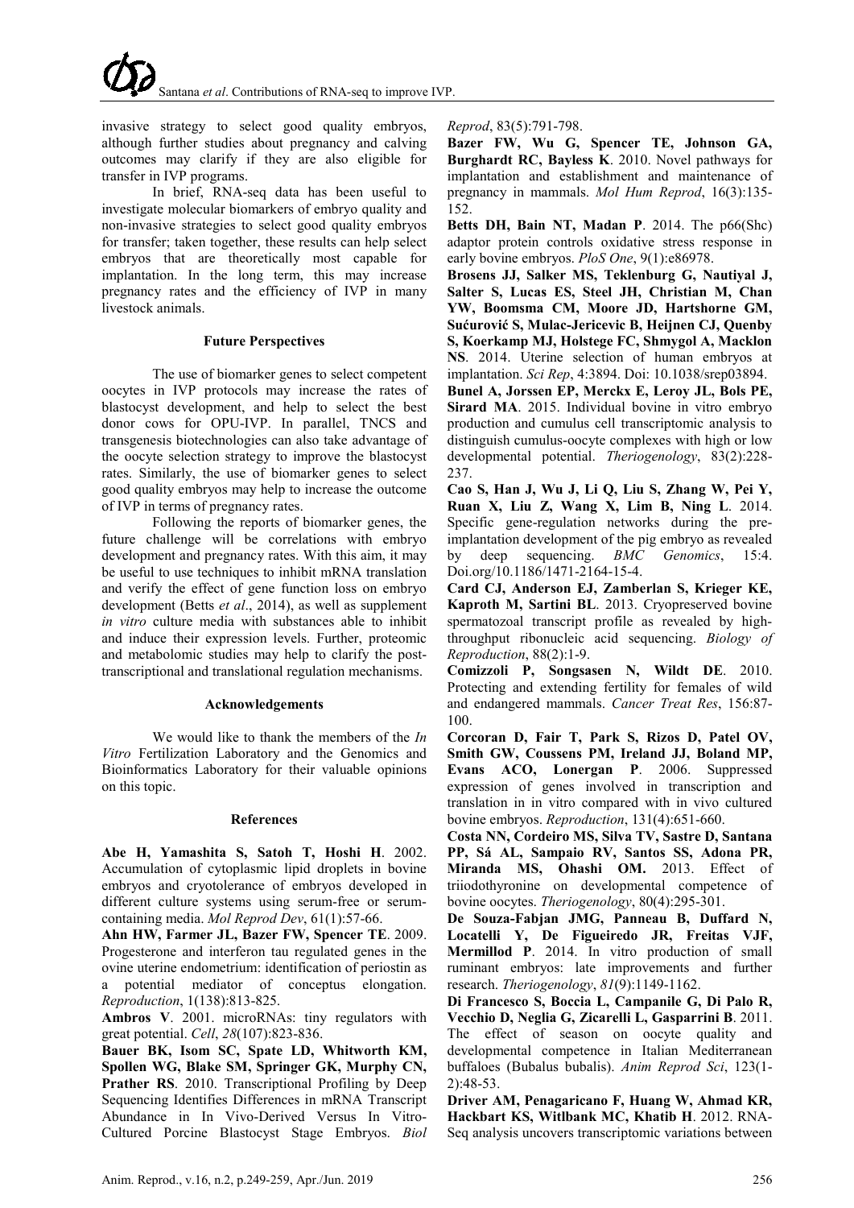invasive strategy to select good quality embryos, although further studies about pregnancy and calving outcomes may clarify if they are also eligible for transfer in IVP programs.

In brief, RNA-seq data has been useful to investigate molecular biomarkers of embryo quality and non-invasive strategies to select good quality embryos for transfer; taken together, these results can help select embryos that are theoretically most capable for implantation. In the long term, this may increase pregnancy rates and the efficiency of IVP in many livestock animals.

## Future Perspectives

The use of biomarker genes to select competent oocytes in IVP protocols may increase the rates of blastocyst development, and help to select the best donor cows for OPU-IVP. In parallel, TNCS and transgenesis biotechnologies can also take advantage of the oocyte selection strategy to improve the blastocyst rates. Similarly, the use of biomarker genes to select good quality embryos may help to increase the outcome of IVP in terms of pregnancy rates.

Following the reports of biomarker genes, the future challenge will be correlations with embryo development and pregnancy rates. With this aim, it may be useful to use techniques to inhibit mRNA translation and verify the effect of gene function loss on embryo development (Betts *et al*., 2014), as well as supplement *in vitro* culture media with substances able to inhibit and induce their expression levels. Further, proteomic and metabolomic studies may help to clarify the post-transcriptional and translational regulation mechanisms.

## Acknowledgements

We would like to thank the members of the *In Vitro* Fertilization Laboratory and the Genomics and Bioinformatics Laboratory for their valuable opinions on this topic.

## References

**Abe H, Yamashita S, Satoh T, Hoshi H**. 2002. Accumulation of cytoplasmic lipid droplets in bovine embryos and cryotolerance of embryos developed in different culture systems using serum-free or serum-containing media. *Mol Reprod Dev*, 61(1):57-66.

**Ahn HW, Farmer JL, Bazer FW, Spencer TE**. 2009. Progesterone and interferon tau regulated genes in the ovine uterine endometrium: identification of periostin as a potential mediator of conceptus elongation. *Reproduction*, 1(138):813-825.

**Ambros V**. 2001. microRNAs: tiny regulators with great potential. *Cell*, *28*(107):823-836.

**Bauer BK, Isom SC, Spate LD, Whitworth KM, Spollen WG, Blake SM, Springer GK, Murphy CN, Prather RS**. 2010. Transcriptional Profiling by Deep Sequencing Identifies Differences in mRNA Transcript Abundance in In Vivo-Derived Versus In Vitro-Cultured Porcine Blastocyst Stage Embryos. *Biol Reprod*, 83(5):791-798.

**Bazer FW, Wu G, Spencer TE, Johnson GA, Burghardt RC, Bayless K**. 2010. Novel pathways for implantation and establishment and maintenance of pregnancy in mammals. *Mol Hum Reprod*, 16(3):135-152.

**Betts DH, Bain NT, Madan P**. 2014. The p66(Shc) adaptor protein controls oxidative stress response in early bovine embryos. *PloS One*, 9(1):e86978.

**Brosens JJ, Salker MS, Teklenburg G, Nautiyal J, Salter S, Lucas ES, Steel JH, Christian M, Chan YW, Boomsma CM, Moore JD, Hartshorne GM, Sućurović S, Mulac-Jericevic B, Heijnen CJ, Quenby S, Koerkamp MJ, Holstege FC, Shmygol A, Macklon NS**. 2014. Uterine selection of human embryos at implantation. *Sci Rep*, 4:3894. Doi: 10.1038/srep03894.

**Bunel A, Jorssen EP, Merckx E, Leroy JL, Bols PE, Sirard MA**. 2015. Individual bovine in vitro embryo production and cumulus cell transcriptomic analysis to distinguish cumulus-oocyte complexes with high or low developmental potential. *Theriogenology*, 83(2):228-237.

**Cao S, Han J, Wu J, Li Q, Liu S, Zhang W, Pei Y, Ruan X, Liu Z, Wang X, Lim B, Ning L**. 2014. Specific gene-regulation networks during the pre-implantation development of the pig embryo as revealed by deep sequencing. *BMC Genomics*, 15:4. Doi.org/10.1186/1471-2164-15-4.

**Card CJ, Anderson EJ, Zamberlan S, Krieger KE, Kaproth M, Sartini BL**. 2013. Cryopreserved bovine spermatozoal transcript profile as revealed by high-throughput ribonucleic acid sequencing. *Biology of Reproduction*, 88(2):1-9.

**Comizzoli P, Songsasen N, Wildt DE**. 2010. Protecting and extending fertility for females of wild and endangered mammals. *Cancer Treat Res*, 156:87-100.

**Corcoran D, Fair T, Park S, Rizos D, Patel OV, Smith GW, Coussens PM, Ireland JJ, Boland MP, Evans ACO, Lonergan P**. 2006. Suppressed expression of genes involved in transcription and translation in in vitro compared with in vivo cultured bovine embryos. *Reproduction*, 131(4):651-660.

**Costa NN, Cordeiro MS, Silva TV, Sastre D, Santana PP, Sá AL, Sampaio RV, Santos SS, Adona PR, Miranda MS, Ohashi OM.** 2013. Effect of triiodothyronine on developmental competence of bovine oocytes. *Theriogenology*, 80(4):295-301.

**De Souza-Fabjan JMG, Panneau B, Duffard N, Locatelli Y, De Figueiredo JR, Freitas VJF, Mermillod P**. 2014. In vitro production of small ruminant embryos: late improvements and further research. *Theriogenology*, *81*(9):1149-1162.

**Di Francesco S, Boccia L, Campanile G, Di Palo R, Vecchio D, Neglia G, Zicarelli L, Gasparrini B**. 2011. The effect of season on oocyte quality and developmental competence in Italian Mediterranean buffaloes (Bubalus bubalis). *Anim Reprod Sci*, 123(1-2):48-53.

**Driver AM, Penagaricano F, Huang W, Ahmad KR, Hackbart KS, Witlbank MC, Khatib H**. 2012. RNA-Seq analysis uncovers transcriptomic variations between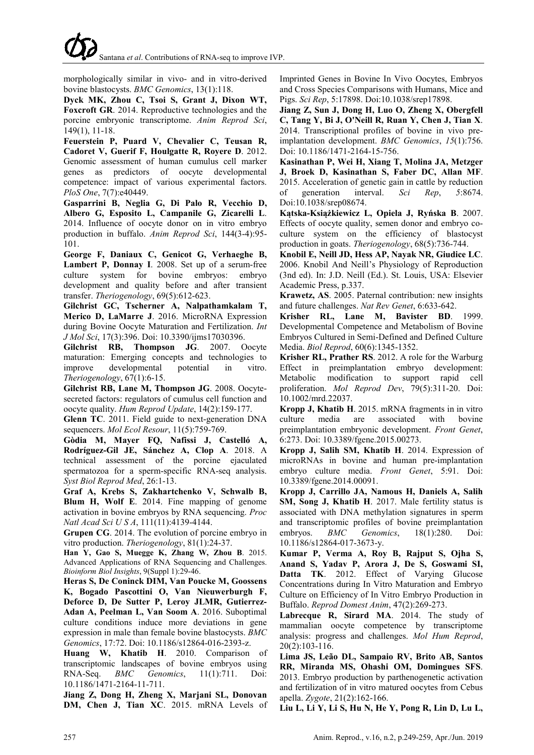morphologically similar in vivo- and in vitro-derived bovine blastocysts. *BMC Genomics*, 13(1):118.

**Dyck MK, Zhou C, Tsoi S, Grant J, Dixon WT, Foxcroft GR**. 2014. Reproductive technologies and the porcine embryonic transcriptome. *Anim Reprod Sci*, 149(1), 11-18.

**Feuerstein P, Puard V, Chevalier C, Teusan R, Cadoret V, Guerif F, Houlgatte R, Royere D**. 2012. Genomic assessment of human cumulus cell marker genes as predictors of oocyte developmental competence: impact of various experimental factors. *PloS One*, 7(7):e40449.

**Gasparrini B, Neglia G, Di Palo R, Vecchio D, Albero G, Esposito L, Campanile G, Zicarelli L**. 2014. Influence of oocyte donor on in vitro embryo production in buffalo. *Anim Reprod Sci*, 144(3-4):95-101.

**George F, Daniaux C, Genicot G, Verhaeghe B, Lambert P, Donnay I**. 2008. Set up of a serum-free culture system for bovine embryos: embryo development and quality before and after transient transfer. *Theriogenology*, 69(5):612-623.

**Gilchrist GC, Tscherner A, Nalpathamkalam T, Merico D, LaMarre J**. 2016. MicroRNA Expression during Bovine Oocyte Maturation and Fertilization. *Int J Mol Sci*, 17(3):396. Doi: 10.3390/ijms17030396.

**Gilchrist RB, Thompson JG**. 2007. Oocyte maturation: Emerging concepts and technologies to improve developmental potential in vitro. *Theriogenology*, 67(1):6-15.

**Gilchrist RB, Lane M, Thompson JG**. 2008. Oocyte-secreted factors: regulators of cumulus cell function and oocyte quality. *Hum Reprod Update*, 14(2):159-177.

**Glenn TC**. 2011. Field guide to next-generation DNA sequencers. *Mol Ecol Resour*, 11(5):759-769.

**Gòdia M, Mayer FQ, Nafissi J, Castelló A, Rodríguez-Gil JE, Sánchez A, Clop A**. 2018. A technical assessment of the porcine ejaculated spermatozoa for a sperm-specific RNA-seq analysis. *Syst Biol Reprod Med*, 26:1-13.

**Graf A, Krebs S, Zakhartchenko V, Schwalb B, Blum H, Wolf E**. 2014. Fine mapping of genome activation in bovine embryos by RNA sequencing. *Proc Natl Acad Sci U S A*, 111(11):4139-4144.

**Grupen CG**. 2014. The evolution of porcine embryo in vitro production. *Theriogenology*, 81(1):24-37.

**Han Y, Gao S, Muegge K, Zhang W, Zhou B**. 2015. Advanced Applications of RNA Sequencing and Challenges. *Bioinform Biol Insights*, 9(Suppl 1):29-46.

**Heras S, De Coninck DIM, Van Poucke M, Goossens K, Bogado Pascottini O, Van Nieuwerburgh F, Deforce D, De Sutter P, Leroy JLMR, Gutierrez-Adan A, Peelman L, Van Soom A**. 2016. Suboptimal culture conditions induce more deviations in gene expression in male than female bovine blastocysts. *BMC Genomics*, 17:72. Doi: 10.1186/s12864-016-2393-z.

**Huang W, Khatib H**. 2010. Comparison of transcriptomic landscapes of bovine embryos using RNA-Seq. *BMC Genomics*, 11(1):711. Doi: 10.1186/1471-2164-11-711.

**Jiang Z, Dong H, Zheng X, Marjani SL, Donovan DM, Chen J, Tian XC**. 2015. mRNA Levels of Imprinted Genes in Bovine In Vivo Oocytes, Embryos and Cross Species Comparisons with Humans, Mice and Pigs. *Sci Rep*, 5:17898. Doi:10.1038/srep17898.

**Jiang Z, Sun J, Dong H, Luo O, Zheng X, Obergfell C, Tang Y, Bi J, O'Neill R, Ruan Y, Chen J, Tian X**. 2014. Transcriptional profiles of bovine in vivo pre-implantation development. *BMC Genomics*, *15*(1):756. Doi: 10.1186/1471-2164-15-756.

**Kasinathan P, Wei H, Xiang T, Molina JA, Metzger J, Broek D, Kasinathan S, Faber DC, Allan MF**. 2015. Acceleration of genetic gain in cattle by reduction of generation interval. *Sci Rep*, *5*:8674. Doi:10.1038/srep08674.

**Kątska-Książkiewicz L, Opiela J, Ryńska B**. 2007. Effects of oocyte quality, semen donor and embryo co-culture system on the efficiency of blastocyst production in goats. *Theriogenology*, 68(5):736-744.

**Knobil E, Neill JD, Hess AP, Nayak NR, Giudice LC**. 2006. Knobil And Neill's Physiology of Reproduction (3nd ed). In: J.D. Neill (Ed.). St. Louis, USA: Elsevier Academic Press, p.337.

**Krawetz, AS**. 2005. Paternal contribution: new insights and future challenges. *Nat Rev Genet*, 6:633-642.

**Krisher RL, Lane M, Bavister BD**. 1999. Developmental Competence and Metabolism of Bovine Embryos Cultured in Semi-Defined and Defined Culture Media. *Biol Reprod*, 60(6):1345-1352.

**Krisher RL, Prather RS**. 2012. A role for the Warburg Effect in preimplantation embryo development: Metabolic modification to support rapid cell proliferation. *Mol Reprod Dev*, 79(5):311-20. Doi: 10.1002/mrd.22037.

**Kropp J, Khatib H**. 2015. mRNA fragments in in vitro culture media are associated with bovine preimplantation embryonic development. *Front Genet*, 6:273. Doi: 10.3389/fgene.2015.00273.

**Kropp J, Salih SM, Khatib H**. 2014. Expression of microRNAs in bovine and human pre-implantation embryo culture media. *Front Genet*, 5:91. Doi: 10.3389/fgene.2014.00091.

**Kropp J, Carrillo JA, Namous H, Daniels A, Salih SM, Song J, Khatib H**. 2017. Male fertility status is associated with DNA methylation signatures in sperm and transcriptomic profiles of bovine preimplantation embryos. *BMC Genomics*, 18(1):280. Doi: 10.1186/s12864-017-3673-y.

**Kumar P, Verma A, Roy B, Rajput S, Ojha S, Anand S, Yadav P, Arora J, De S, Goswami SI, Datta TK**. 2012. Effect of Varying Glucose Concentrations during In Vitro Maturation and Embryo Culture on Efficiency of In Vitro Embryo Production in Buffalo. *Reprod Domest Anim*, 47(2):269-273.

**Labrecque R, Sirard MA**. 2014. The study of mammalian oocyte competence by transcriptome analysis: progress and challenges. *Mol Hum Reprod*, 20(2):103-116.

**Lima JS, Leão DL, Sampaio RV, Brito AB, Santos RR, Miranda MS, Ohashi OM, Domingues SFS**. 2013. Embryo production by parthenogenetic activation and fertilization of in vitro matured oocytes from Cebus apella. *Zygote*, 21(2):162-166.

**Liu L, Li Y, Li S, Hu N, He Y, Pong R, Lin D, Lu L,**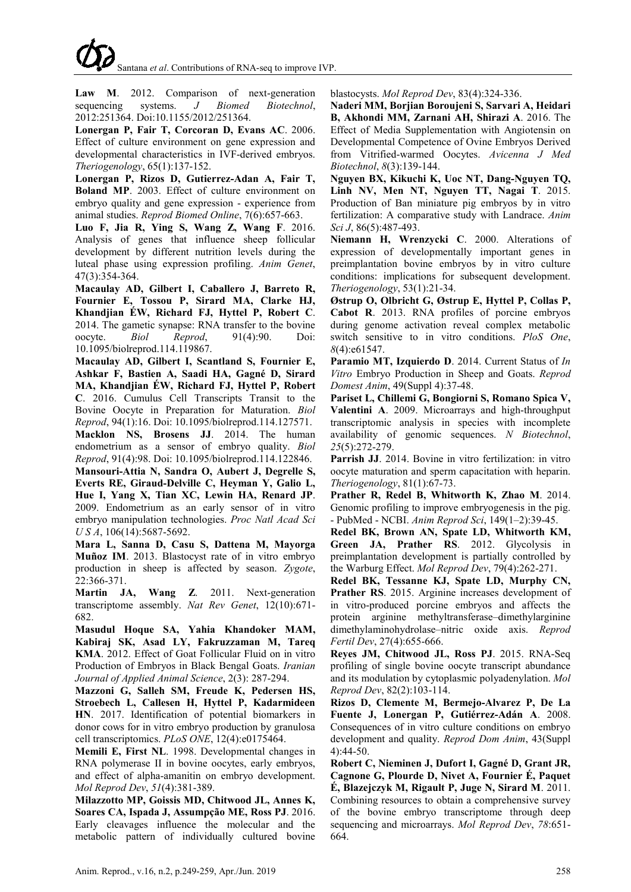**Law M**. 2012. Comparison of next-generation sequencing systems. *J Biomed Biotechnol*, 2012:251364. Doi:10.1155/2012/251364.

**Lonergan P, Fair T, Corcoran D, Evans AC**. 2006. Effect of culture environment on gene expression and developmental characteristics in IVF-derived embryos. *Theriogenology*, 65(1):137-152.

**Lonergan P, Rizos D, Gutierrez-Adan A, Fair T, Boland MP**. 2003. Effect of culture environment on embryo quality and gene expression - experience from animal studies. *Reprod Biomed Online*, 7(6):657-663.

**Luo F, Jia R, Ying S, Wang Z, Wang F**. 2016. Analysis of genes that influence sheep follicular development by different nutrition levels during the luteal phase using expression profiling. *Anim Genet*, 47(3):354-364.

**Macaulay AD, Gilbert I, Caballero J, Barreto R, Fournier E, Tossou P, Sirard MA, Clarke HJ, Khandjian ÉW, Richard FJ, Hyttel P, Robert C**. 2014. The gametic synapse: RNA transfer to the bovine oocyte. *Biol Reprod*, 91(4):90. Doi: 10.1095/biolreprod.114.119867.

**Macaulay AD, Gilbert I, Scantland S, Fournier E, Ashkar F, Bastien A, Saadi HA, Gagné D, Sirard MA, Khandjian ÉW, Richard FJ, Hyttel P, Robert C**. 2016. Cumulus Cell Transcripts Transit to the Bovine Oocyte in Preparation for Maturation. *Biol Reprod*, 94(1):16. Doi: 10.1095/biolreprod.114.127571.

**Macklon NS, Brosens JJ**. 2014. The human endometrium as a sensor of embryo quality. *Biol Reprod*, 91(4):98. Doi: 10.1095/biolreprod.114.122846.

**Mansouri-Attia N, Sandra O, Aubert J, Degrelle S, Everts RE, Giraud-Delville C, Heyman Y, Galio L, Hue I, Yang X, Tian XC, Lewin HA, Renard JP**. 2009. Endometrium as an early sensor of in vitro embryo manipulation technologies. *Proc Natl Acad Sci U S A*, 106(14):5687-5692.

**Mara L, Sanna D, Casu S, Dattena M, Mayorga Muñoz IM**. 2013. Blastocyst rate of in vitro embryo production in sheep is affected by season. *Zygote*, 22:366-371.

**Martin JA, Wang Z**. 2011. Next-generation transcriptome assembly. *Nat Rev Genet*, 12(10):671-682.

**Masudul Hoque SA, Yahia Khandoker MAM, Kabiraj SK, Asad LY, Fakruzzaman M, Tareq KMA**. 2012. Effect of Goat Follicular Fluid on in vitro Production of Embryos in Black Bengal Goats. *Iranian Journal of Applied Animal Science*, 2(3): 287-294.

**Mazzoni G, Salleh SM, Freude K, Pedersen HS, Stroebech L, Callesen H, Hyttel P, Kadarmideen HN**. 2017. Identification of potential biomarkers in donor cows for in vitro embryo production by granulosa cell transcriptomics. *PLoS ONE*, 12(4):e0175464.

**Memili E, First NL**. 1998. Developmental changes in RNA polymerase II in bovine oocytes, early embryos, and effect of alpha-amanitin on embryo development. *Mol Reprod Dev*, *51*(4):381-389.

**Milazzotto MP, Goissis MD, Chitwood JL, Annes K, Soares CA, Ispada J, Assumpção ME, Ross PJ**. 2016. Early cleavages influence the molecular and the metabolic pattern of individually cultured bovine blastocysts. *Mol Reprod Dev*, 83(4):324-336.

**Naderi MM, Borjian Boroujeni S, Sarvari A, Heidari B, Akhondi MM, Zarnani AH, Shirazi A**. 2016. The Effect of Media Supplementation with Angiotensin on Developmental Competence of Ovine Embryos Derived from Vitrified-warmed Oocytes. *Avicenna J Med Biotechnol*, *8*(3):139-144.

**Nguyen BX, Kikuchi K, Uoc NT, Dang-Nguyen TQ, Linh NV, Men NT, Nguyen TT, Nagai T**. 2015. Production of Ban miniature pig embryos by in vitro fertilization: A comparative study with Landrace. *Anim Sci J*, 86(5):487-493.

**Niemann H, Wrenzycki C**. 2000. Alterations of expression of developmentally important genes in preimplantation bovine embryos by in vitro culture conditions: implications for subsequent development. *Theriogenology*, 53(1):21-34.

**Østrup O, Olbricht G, Østrup E, Hyttel P, Collas P, Cabot R**. 2013. RNA profiles of porcine embryos during genome activation reveal complex metabolic switch sensitive to in vitro conditions. *PloS One*, *8*(4):e61547.

**Paramio MT, Izquierdo D**. 2014. Current Status of *In Vitro* Embryo Production in Sheep and Goats. *Reprod Domest Anim*, 49(Suppl 4):37-48.

**Pariset L, Chillemi G, Bongiorni S, Romano Spica V, Valentini A**. 2009. Microarrays and high-throughput transcriptomic analysis in species with incomplete availability of genomic sequences. *N Biotechnol*, *25*(5):272-279.

**Parrish JJ**. 2014. Bovine in vitro fertilization: in vitro oocyte maturation and sperm capacitation with heparin. *Theriogenology*, 81(1):67-73.

**Prather R, Redel B, Whitworth K, Zhao M**. 2014. Genomic profiling to improve embryogenesis in the pig. - PubMed - NCBI. *Anim Reprod Sci*, 149(1–2):39-45.

**Redel BK, Brown AN, Spate LD, Whitworth KM, Green JA, Prather RS**. 2012. Glycolysis in preimplantation development is partially controlled by the Warburg Effect. *Mol Reprod Dev*, 79(4):262-271.

**Redel BK, Tessanne KJ, Spate LD, Murphy CN, Prather RS**. 2015. Arginine increases development of in vitro-produced porcine embryos and affects the protein arginine methyltransferase–dimethylarginine dimethylaminohydrolase–nitric oxide axis. *Reprod Fertil Dev*, 27(4):655-666.

**Reyes JM, Chitwood JL, Ross PJ**. 2015. RNA-Seq profiling of single bovine oocyte transcript abundance and its modulation by cytoplasmic polyadenylation. *Mol Reprod Dev*, 82(2):103-114.

**Rizos D, Clemente M, Bermejo-Alvarez P, De La Fuente J, Lonergan P, Gutiérrez-Adán A**. 2008. Consequences of in vitro culture conditions on embryo development and quality. *Reprod Dom Anim*, 43(Suppl 4):44-50.

**Robert C, Nieminen J, Dufort I, Gagné D, Grant JR, Cagnone G, Plourde D, Nivet A, Fournier É, Paquet É, Blazejczyk M, Rigault P, Juge N, Sirard M**. 2011. Combining resources to obtain a comprehensive survey of the bovine embryo transcriptome through deep sequencing and microarrays. *Mol Reprod Dev*, *78*:651-664.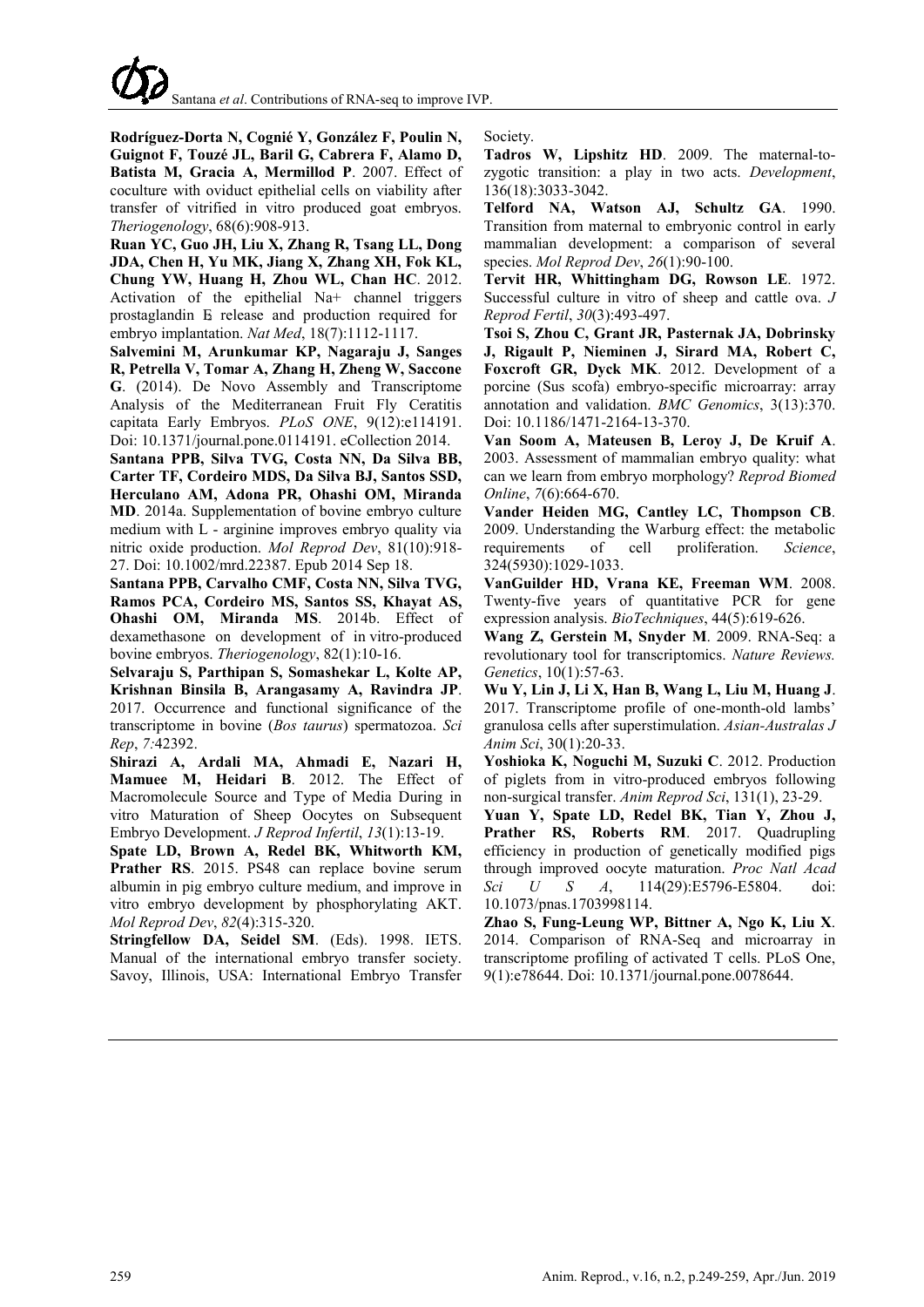**Rodríguez-Dorta N, Cognié Y, González F, Poulin N, Guignot F, Touzé JL, Baril G, Cabrera F, Alamo D, Batista M, Gracia A, Mermillod P**. 2007. Effect of coculture with oviduct epithelial cells on viability after transfer of vitrified in vitro produced goat embryos. *Theriogenology*, 68(6):908-913.

**Ruan YC, Guo JH, Liu X, Zhang R, Tsang LL, Dong JDA, Chen H, Yu MK, Jiang X, Zhang XH, Fok KL, Chung YW, Huang H, Zhou WL, Chan HC**. 2012. Activation of the epithelial Na+ channel triggers prostaglandin $E_2$ release and production required for embryo implantation. *Nat Med*, 18(7):1112-1117.

**Salvemini M, Arunkumar KP, Nagaraju J, Sanges R, Petrella V, Tomar A, Zhang H, Zheng W, Saccone G**. (2014). De Novo Assembly and Transcriptome Analysis of the Mediterranean Fruit Fly Ceratitis capitata Early Embryos. *PLoS ONE*, 9(12):e114191. Doi: 10.1371/journal.pone.0114191. eCollection 2014.

**Santana PPB, Silva TVG, Costa NN, Da Silva BB, Carter TF, Cordeiro MDS, Da Silva BJ, Santos SSD, Herculano AM, Adona PR, Ohashi OM, Miranda MD**. 2014a. Supplementation of bovine embryo culture medium with L - arginine improves embryo quality via nitric oxide production. *Mol Reprod Dev*, 81(10):918-27. Doi: 10.1002/mrd.22387. Epub 2014 Sep 18.

**Santana PPB, Carvalho CMF, Costa NN, Silva TVG, Ramos PCA, Cordeiro MS, Santos SS, Khayat AS, Ohashi OM, Miranda MS**. 2014b. Effect of dexamethasone on development of in vitro-produced bovine embryos. *Theriogenology*, 82(1):10-16.

**Selvaraju S, Parthipan S, Somashekar L, Kolte AP, Krishnan Binsila B, Arangasamy A, Ravindra JP**. 2017. Occurrence and functional significance of the transcriptome in bovine (*Bos taurus*) spermatozoa. *Sci Rep*, *7:*42392.

**Shirazi A, Ardali MA, Ahmadi E, Nazari H, Mamuee M, Heidari B**. 2012. The Effect of Macromolecule Source and Type of Media During in vitro Maturation of Sheep Oocytes on Subsequent Embryo Development. *J Reprod Infertil*, *13*(1):13-19.

**Spate LD, Brown A, Redel BK, Whitworth KM, Prather RS**. 2015. PS48 can replace bovine serum albumin in pig embryo culture medium, and improve in vitro embryo development by phosphorylating AKT. *Mol Reprod Dev*, *82*(4):315-320.

**Stringfellow DA, Seidel SM**. (Eds). 1998. IETS. Manual of the international embryo transfer society. Savoy, Illinois, USA: International Embryo Transfer Society.

**Tadros W, Lipshitz HD**. 2009. The maternal-to-zygotic transition: a play in two acts. *Development*, 136(18):3033-3042.

**Telford NA, Watson AJ, Schultz GA**. 1990. Transition from maternal to embryonic control in early mammalian development: a comparison of several species. *Mol Reprod Dev*, *26*(1):90-100.

**Tervit HR, Whittingham DG, Rowson LE**. 1972. Successful culture in vitro of sheep and cattle ova. *J Reprod Fertil*, *30*(3):493-497.

**Tsoi S, Zhou C, Grant JR, Pasternak JA, Dobrinsky J, Rigault P, Nieminen J, Sirard MA, Robert C, Foxcroft GR, Dyck MK**. 2012. Development of a porcine (Sus scofa) embryo-specific microarray: array annotation and validation. *BMC Genomics*, 3(13):370. Doi: 10.1186/1471-2164-13-370.

**Van Soom A, Mateusen B, Leroy J, De Kruif A**. 2003. Assessment of mammalian embryo quality: what can we learn from embryo morphology? *Reprod Biomed Online*, *7*(6):664-670.

**Vander Heiden MG, Cantley LC, Thompson CB**. 2009. Understanding the Warburg effect: the metabolic requirements of cell proliferation. *Science*, 324(5930):1029-1033.

**VanGuilder HD, Vrana KE, Freeman WM**. 2008. Twenty-five years of quantitative PCR for gene expression analysis. *BioTechniques*, 44(5):619-626.

**Wang Z, Gerstein M, Snyder M**. 2009. RNA-Seq: a revolutionary tool for transcriptomics. *Nature Reviews. Genetics*, 10(1):57-63.

**Wu Y, Lin J, Li X, Han B, Wang L, Liu M, Huang J**. 2017. Transcriptome profile of one-month-old lambs' granulosa cells after superstimulation. *Asian-Australas J Anim Sci*, 30(1):20-33.

**Yoshioka K, Noguchi M, Suzuki C**. 2012. Production of piglets from in vitro-produced embryos following non-surgical transfer. *Anim Reprod Sci*, 131(1), 23-29.

**Yuan Y, Spate LD, Redel BK, Tian Y, Zhou J, Prather RS, Roberts RM**. 2017. Quadrupling efficiency in production of genetically modified pigs through improved oocyte maturation. *Proc Natl Acad Sci U S A*, 114(29):E5796-E5804. doi: 10.1073/pnas.1703998114.

**Zhao S, Fung-Leung WP, Bittner A, Ngo K, Liu X**. 2014. Comparison of RNA-Seq and microarray in transcriptome profiling of activated T cells. PLoS One, 9(1):e78644. Doi: 10.1371/journal.pone.0078644.